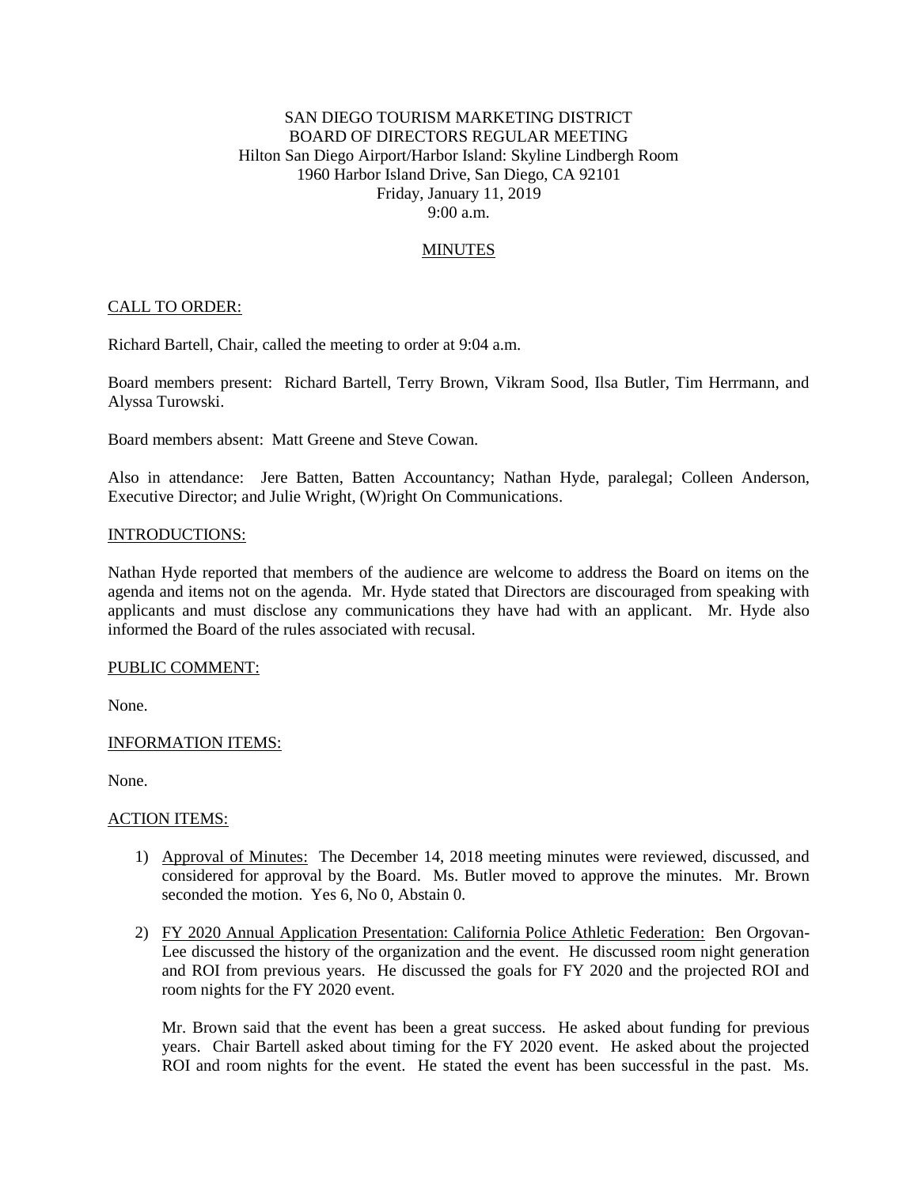SAN DIEGO TOURISM MARKETING DISTRICT
BOARD OF DIRECTORS REGULAR MEETING
Hilton San Diego Airport/Harbor Island: Skyline Lindbergh Room
1960 Harbor Island Drive, San Diego, CA 92101
Friday, January 11, 2019
9:00 a.m.

MINUTES

CALL TO ORDER:

Richard Bartell, Chair, called the meeting to order at 9:04 a.m.

Board members present: Richard Bartell, Terry Brown, Vikram Sood, Ilsa Butler, Tim Herrmann, and Alyssa Turowski.

Board members absent: Matt Greene and Steve Cowan.

Also in attendance: Jere Batten, Batten Accountancy; Nathan Hyde, paralegal; Colleen Anderson, Executive Director; and Julie Wright, (W)right On Communications.

INTRODUCTIONS:

Nathan Hyde reported that members of the audience are welcome to address the Board on items on the agenda and items not on the agenda. Mr. Hyde stated that Directors are discouraged from speaking with applicants and must disclose any communications they have had with an applicant. Mr. Hyde also informed the Board of the rules associated with recusal.

PUBLIC COMMENT:

None.

INFORMATION ITEMS:

None.

ACTION ITEMS:

1) Approval of Minutes: The December 14, 2018 meeting minutes were reviewed, discussed, and considered for approval by the Board. Ms. Butler moved to approve the minutes. Mr. Brown seconded the motion. Yes 6, No 0, Abstain 0.

2) FY 2020 Annual Application Presentation: California Police Athletic Federation: Ben Orgovan-Lee discussed the history of the organization and the event. He discussed room night generation and ROI from previous years. He discussed the goals for FY 2020 and the projected ROI and room nights for the FY 2020 event.

   Mr. Brown said that the event has been a great success. He asked about funding for previous years. Chair Bartell asked about timing for the FY 2020 event. He asked about the projected ROI and room nights for the event. He stated the event has been successful in the past. Ms.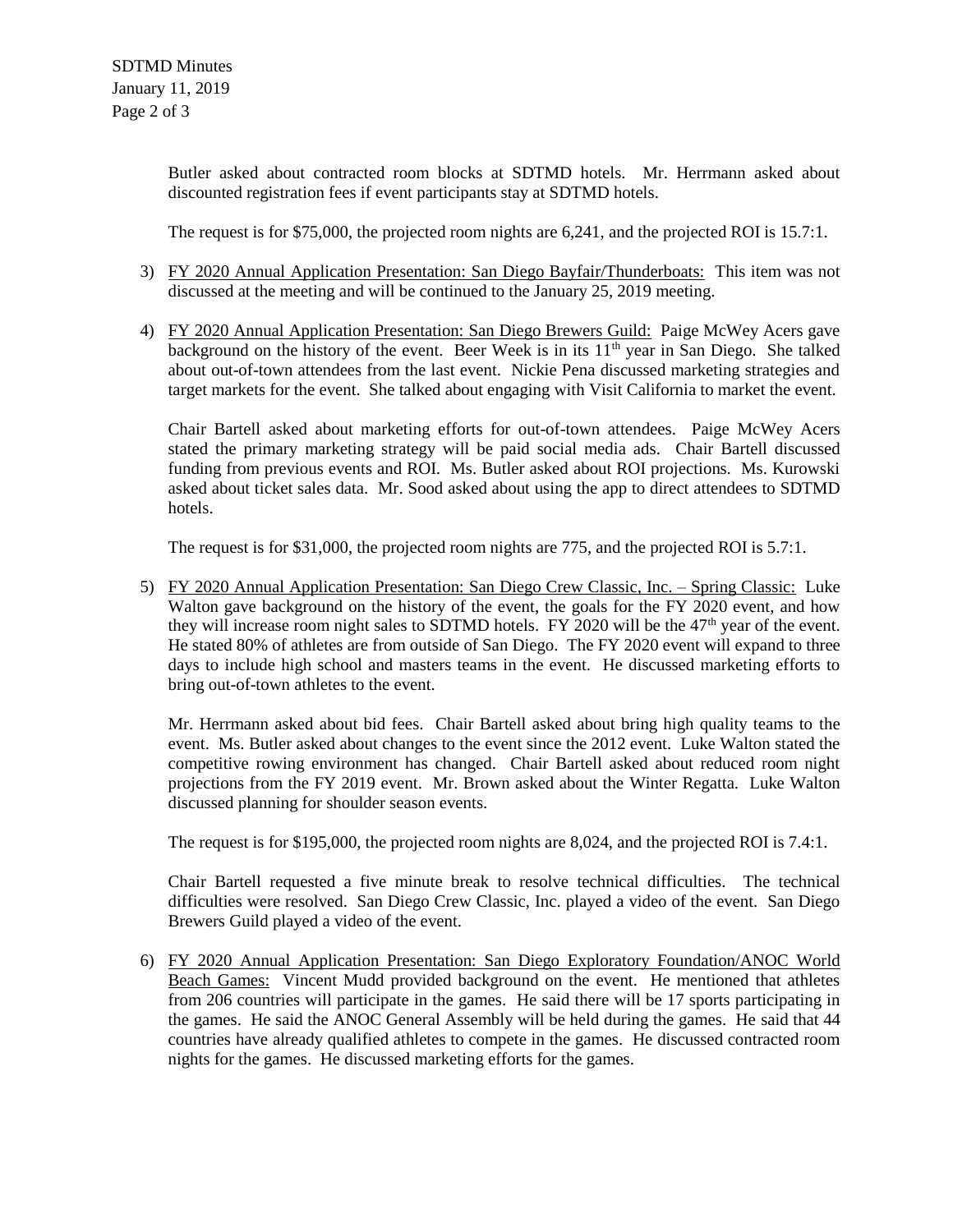Butler asked about contracted room blocks at SDTMD hotels. Mr. Herrmann asked about discounted registration fees if event participants stay at SDTMD hotels.

The request is for $75,000, the projected room nights are 6,241, and the projected ROI is 15.7:1.

3) <u>FY 2020 Annual Application Presentation: San Diego Bayfair/Thunderboats:</u> This item was not discussed at the meeting and will be continued to the January 25, 2019 meeting.

4) <u>FY 2020 Annual Application Presentation: San Diego Brewers Guild:</u> Paige McWey Acers gave background on the history of the event. Beer Week is in its 11th year in San Diego. She talked about out-of-town attendees from the last event. Nickie Pena discussed marketing strategies and target markets for the event. She talked about engaging with Visit California to market the event.

   Chair Bartell asked about marketing efforts for out-of-town attendees. Paige McWey Acers stated the primary marketing strategy will be paid social media ads. Chair Bartell discussed funding from previous events and ROI. Ms. Butler asked about ROI projections. Ms. Kurowski asked about ticket sales data. Mr. Sood asked about using the app to direct attendees to SDTMD hotels.

   The request is for $31,000, the projected room nights are 775, and the projected ROI is 5.7:1.

5) <u>FY 2020 Annual Application Presentation: San Diego Crew Classic, Inc. – Spring Classic:</u> Luke Walton gave background on the history of the event, the goals for the FY 2020 event, and how they will increase room night sales to SDTMD hotels. FY 2020 will be the 47th year of the event. He stated 80% of athletes are from outside of San Diego. The FY 2020 event will expand to three days to include high school and masters teams in the event. He discussed marketing efforts to bring out-of-town athletes to the event.

   Mr. Herrmann asked about bid fees. Chair Bartell asked about bring high quality teams to the event. Ms. Butler asked about changes to the event since the 2012 event. Luke Walton stated the competitive rowing environment has changed. Chair Bartell asked about reduced room night projections from the FY 2019 event. Mr. Brown asked about the Winter Regatta. Luke Walton discussed planning for shoulder season events.

   The request is for $195,000, the projected room nights are 8,024, and the projected ROI is 7.4:1.

   Chair Bartell requested a five minute break to resolve technical difficulties. The technical difficulties were resolved. San Diego Crew Classic, Inc. played a video of the event. San Diego Brewers Guild played a video of the event.

6) <u>FY 2020 Annual Application Presentation: San Diego Exploratory Foundation/ANOC World Beach Games:</u> Vincent Mudd provided background on the event. He mentioned that athletes from 206 countries will participate in the games. He said there will be 17 sports participating in the games. He said the ANOC General Assembly will be held during the games. He said that 44 countries have already qualified athletes to compete in the games. He discussed contracted room nights for the games. He discussed marketing efforts for the games.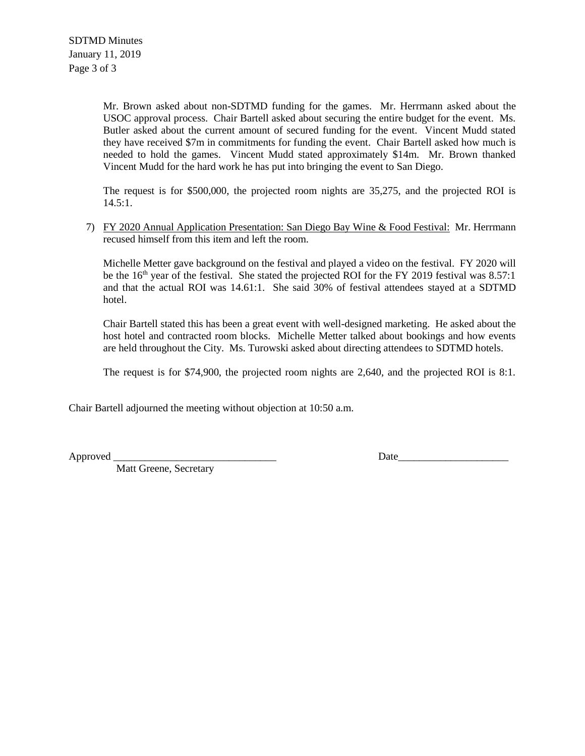Mr. Brown asked about non-SDTMD funding for the games. Mr. Herrmann asked about the USOC approval process. Chair Bartell asked about securing the entire budget for the event. Ms. Butler asked about the current amount of secured funding for the event. Vincent Mudd stated they have received $7m in commitments for funding the event. Chair Bartell asked how much is needed to hold the games. Vincent Mudd stated approximately $14m. Mr. Brown thanked Vincent Mudd for the hard work he has put into bringing the event to San Diego.

The request is for $500,000, the projected room nights are 35,275, and the projected ROI is 14.5:1.

7) <u>FY 2020 Annual Application Presentation: San Diego Bay Wine & Food Festival:</u> Mr. Herrmann recused himself from this item and left the room.

   Michelle Metter gave background on the festival and played a video on the festival. FY 2020 will be the 16th year of the festival. She stated the projected ROI for the FY 2019 festival was 8.57:1 and that the actual ROI was 14.61:1. She said 30% of festival attendees stayed at a SDTMD hotel.

   Chair Bartell stated this has been a great event with well-designed marketing. He asked about the host hotel and contracted room blocks. Michelle Metter talked about bookings and how events are held throughout the City. Ms. Turowski asked about directing attendees to SDTMD hotels.

   The request is for $74,900, the projected room nights are 2,640, and the projected ROI is 8:1.

Chair Bartell adjourned the meeting without objection at 10:50 a.m.

Approved _______________________________ Date_____________________
Matt Greene, Secretary